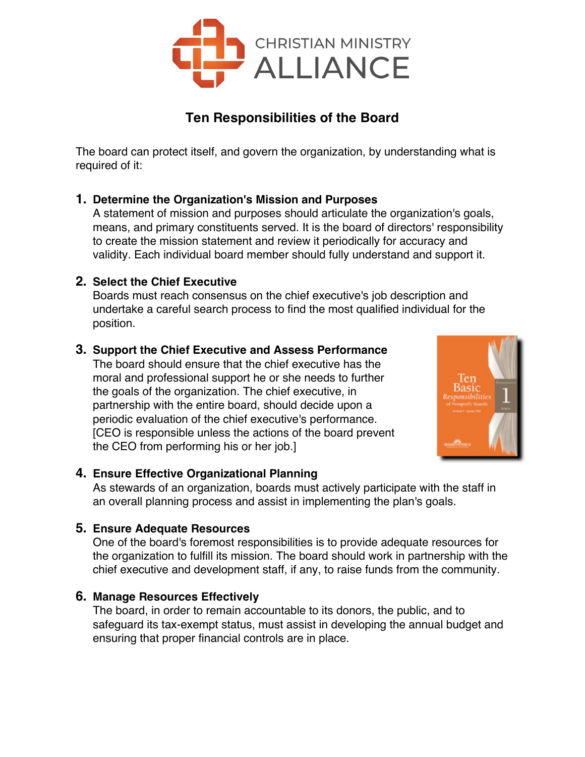CHRISTIAN MINISTRY ALLIANCE

## Ten Responsibilities of the Board

The board can protect itself, and govern the organization, by understanding what is required of it:

1. **Determine the Organization's Mission and Purposes**
   A statement of mission and purposes should articulate the organization's goals, means, and primary constituents served. It is the board of directors' responsibility to create the mission statement and review it periodically for accuracy and validity. Each individual board member should fully understand and support it.

2. **Select the Chief Executive**
   Boards must reach consensus on the chief executive's job description and undertake a careful search process to find the most qualified individual for the position.

3. **Support the Chief Executive and Assess Performance**
   The board should ensure that the chief executive has the moral and professional support he or she needs to further the goals of the organization. The chief executive, in partnership with the entire board, should decide upon a periodic evaluation of the chief executive's performance. [CEO is responsible unless the actions of the board prevent the CEO from performing his or her job.]

4. **Ensure Effective Organizational Planning**
   As stewards of an organization, boards must actively participate with the staff in an overall planning process and assist in implementing the plan's goals.

5. **Ensure Adequate Resources**
   One of the board's foremost responsibilities is to provide adequate resources for the organization to fulfill its mission. The board should work in partnership with the chief executive and development staff, if any, to raise funds from the community.

6. **Manage Resources Effectively**
   The board, in order to remain accountable to its donors, the public, and to safeguard its tax-exempt status, must assist in developing the annual budget and ensuring that proper financial controls are in place.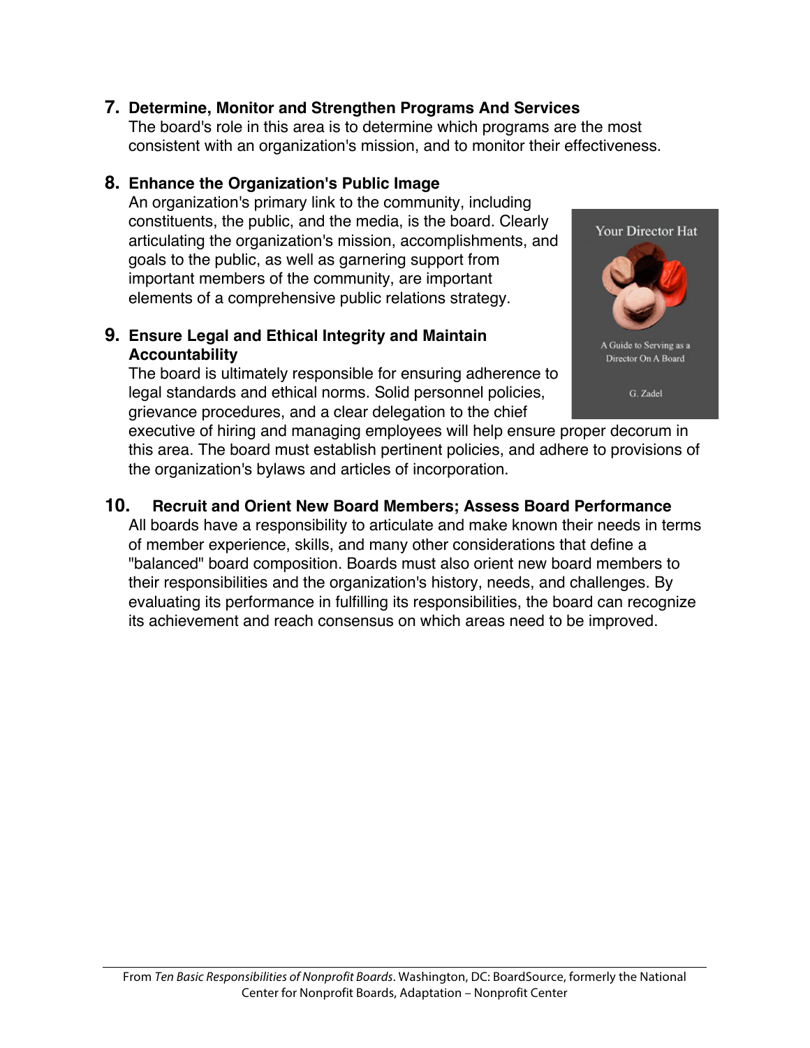7. **Determine, Monitor and Strengthen Programs And Services**
   The board's role in this area is to determine which programs are the most consistent with an organization's mission, and to monitor their effectiveness.

8. **Enhance the Organization's Public Image**
   An organization's primary link to the community, including constituents, the public, and the media, is the board. Clearly articulating the organization's mission, accomplishments, and goals to the public, as well as garnering support from important members of the community, are important elements of a comprehensive public relations strategy.

9. **Ensure Legal and Ethical Integrity and Maintain Accountability**
   The board is ultimately responsible for ensuring adherence to legal standards and ethical norms. Solid personnel policies, grievance procedures, and a clear delegation to the chief executive of hiring and managing employees will help ensure proper decorum in this area. The board must establish pertinent policies, and adhere to provisions of the organization's bylaws and articles of incorporation.

10. **Recruit and Orient New Board Members; Assess Board Performance**
    All boards have a responsibility to articulate and make known their needs in terms of member experience, skills, and many other considerations that define a "balanced" board composition. Boards must also orient new board members to their responsibilities and the organization's history, needs, and challenges. By evaluating its performance in fulfilling its responsibilities, the board can recognize its achievement and reach consensus on which areas need to be improved.

From *Ten Basic Responsibilities of Nonprofit Boards*. Washington, DC: BoardSource, formerly the National Center for Nonprofit Boards, Adaptation – Nonprofit Center